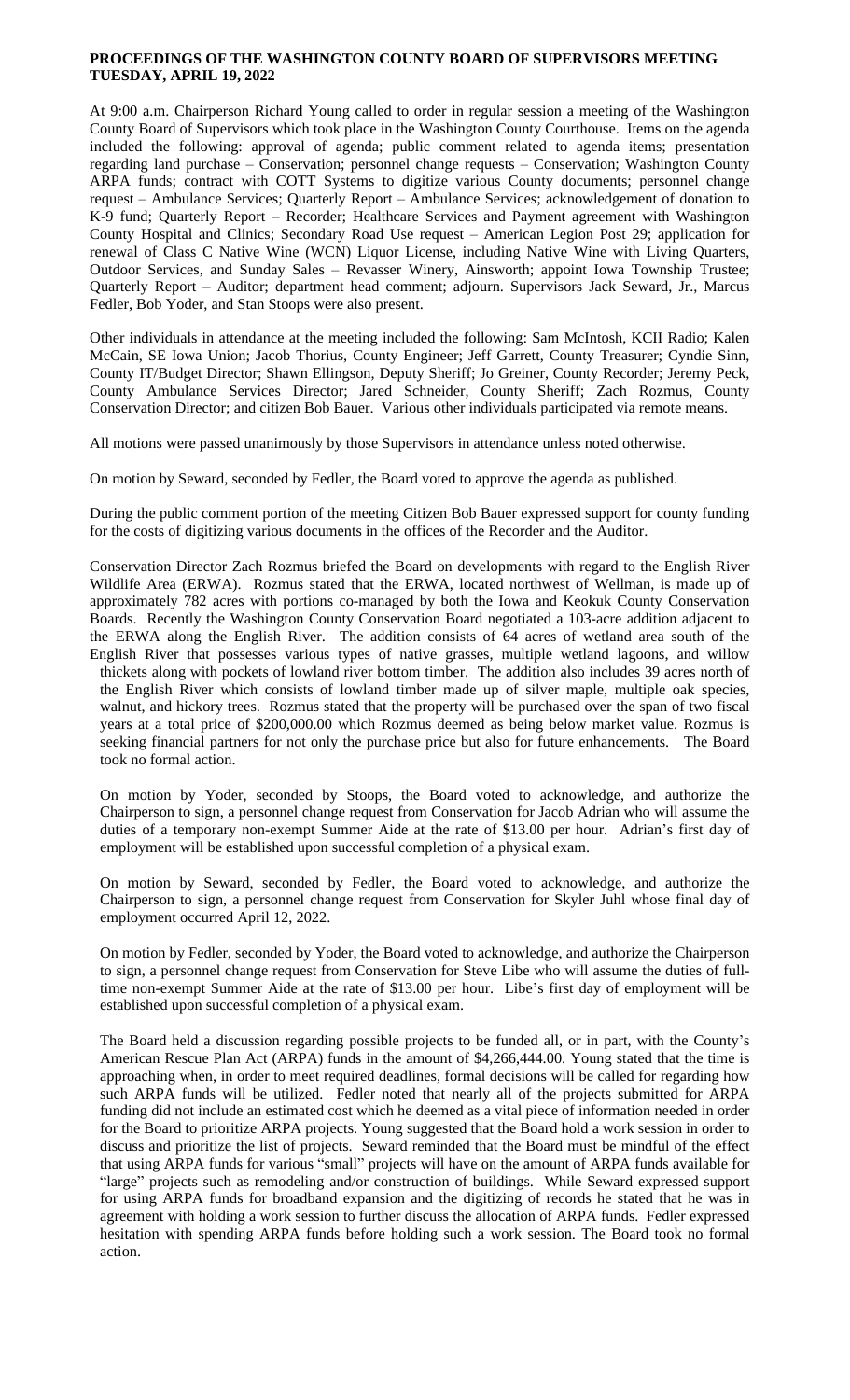**PROCEEDINGS OF THE WASHINGTON COUNTY BOARD OF SUPERVISORS MEETING TUESDAY, APRIL 19, 2022**

At 9:00 a.m. Chairperson Richard Young called to order in regular session a meeting of the Washington County Board of Supervisors which took place in the Washington County Courthouse. Items on the agenda included the following: approval of agenda; public comment related to agenda items; presentation regarding land purchase – Conservation; personnel change requests – Conservation; Washington County ARPA funds; contract with COTT Systems to digitize various County documents; personnel change request – Ambulance Services; Quarterly Report – Ambulance Services; acknowledgement of donation to K-9 fund; Quarterly Report – Recorder; Healthcare Services and Payment agreement with Washington County Hospital and Clinics; Secondary Road Use request – American Legion Post 29; application for renewal of Class C Native Wine (WCN) Liquor License, including Native Wine with Living Quarters, Outdoor Services, and Sunday Sales – Revasser Winery, Ainsworth; appoint Iowa Township Trustee; Quarterly Report – Auditor; department head comment; adjourn. Supervisors Jack Seward, Jr., Marcus Fedler, Bob Yoder, and Stan Stoops were also present.

Other individuals in attendance at the meeting included the following: Sam McIntosh, KCII Radio; Kalen McCain, SE Iowa Union; Jacob Thorius, County Engineer; Jeff Garrett, County Treasurer; Cyndie Sinn, County IT/Budget Director; Shawn Ellingson, Deputy Sheriff; Jo Greiner, County Recorder; Jeremy Peck, County Ambulance Services Director; Jared Schneider, County Sheriff; Zach Rozmus, County Conservation Director; and citizen Bob Bauer. Various other individuals participated via remote means.

All motions were passed unanimously by those Supervisors in attendance unless noted otherwise.

On motion by Seward, seconded by Fedler, the Board voted to approve the agenda as published.

During the public comment portion of the meeting Citizen Bob Bauer expressed support for county funding for the costs of digitizing various documents in the offices of the Recorder and the Auditor.

Conservation Director Zach Rozmus briefed the Board on developments with regard to the English River Wildlife Area (ERWA). Rozmus stated that the ERWA, located northwest of Wellman, is made up of approximately 782 acres with portions co-managed by both the Iowa and Keokuk County Conservation Boards. Recently the Washington County Conservation Board negotiated a 103-acre addition adjacent to the ERWA along the English River. The addition consists of 64 acres of wetland area south of the English River that possesses various types of native grasses, multiple wetland lagoons, and willow thickets along with pockets of lowland river bottom timber. The addition also includes 39 acres north of the English River which consists of lowland timber made up of silver maple, multiple oak species, walnut, and hickory trees. Rozmus stated that the property will be purchased over the span of two fiscal years at a total price of $200,000.00 which Rozmus deemed as being below market value. Rozmus is seeking financial partners for not only the purchase price but also for future enhancements. The Board took no formal action.

On motion by Yoder, seconded by Stoops, the Board voted to acknowledge, and authorize the Chairperson to sign, a personnel change request from Conservation for Jacob Adrian who will assume the duties of a temporary non-exempt Summer Aide at the rate of $13.00 per hour. Adrian's first day of employment will be established upon successful completion of a physical exam.

On motion by Seward, seconded by Fedler, the Board voted to acknowledge, and authorize the Chairperson to sign, a personnel change request from Conservation for Skyler Juhl whose final day of employment occurred April 12, 2022.

On motion by Fedler, seconded by Yoder, the Board voted to acknowledge, and authorize the Chairperson to sign, a personnel change request from Conservation for Steve Libe who will assume the duties of full-time non-exempt Summer Aide at the rate of $13.00 per hour. Libe's first day of employment will be established upon successful completion of a physical exam.

The Board held a discussion regarding possible projects to be funded all, or in part, with the County's American Rescue Plan Act (ARPA) funds in the amount of $4,266,444.00. Young stated that the time is approaching when, in order to meet required deadlines, formal decisions will be called for regarding how such ARPA funds will be utilized. Fedler noted that nearly all of the projects submitted for ARPA funding did not include an estimated cost which he deemed as a vital piece of information needed in order for the Board to prioritize ARPA projects. Young suggested that the Board hold a work session in order to discuss and prioritize the list of projects. Seward reminded that the Board must be mindful of the effect that using ARPA funds for various "small" projects will have on the amount of ARPA funds available for "large" projects such as remodeling and/or construction of buildings. While Seward expressed support for using ARPA funds for broadband expansion and the digitizing of records he stated that he was in agreement with holding a work session to further discuss the allocation of ARPA funds. Fedler expressed hesitation with spending ARPA funds before holding such a work session. The Board took no formal action.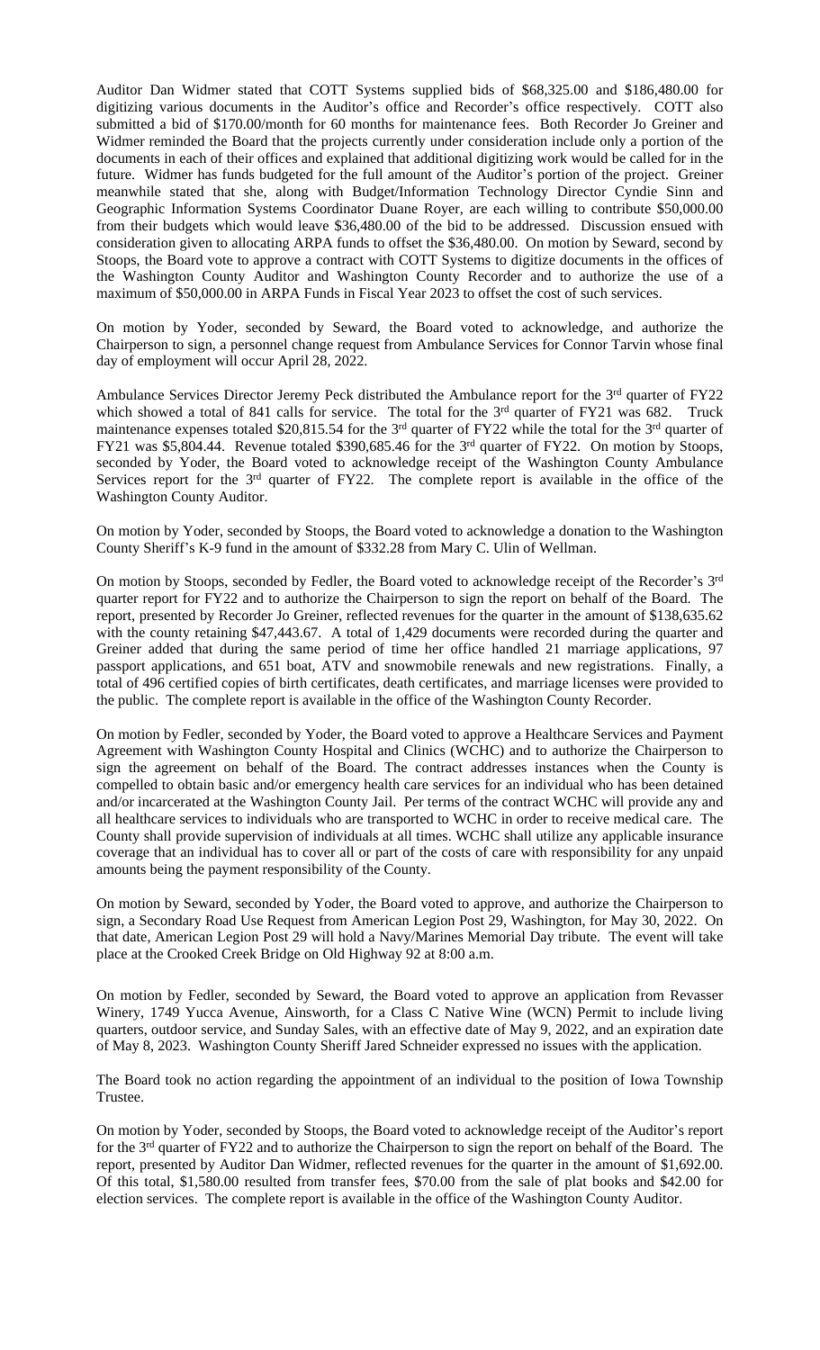Auditor Dan Widmer stated that COTT Systems supplied bids of $68,325.00 and $186,480.00 for digitizing various documents in the Auditor's office and Recorder's office respectively. COTT also submitted a bid of $170.00/month for 60 months for maintenance fees. Both Recorder Jo Greiner and Widmer reminded the Board that the projects currently under consideration include only a portion of the documents in each of their offices and explained that additional digitizing work would be called for in the future. Widmer has funds budgeted for the full amount of the Auditor's portion of the project. Greiner meanwhile stated that she, along with Budget/Information Technology Director Cyndie Sinn and Geographic Information Systems Coordinator Duane Royer, are each willing to contribute $50,000.00 from their budgets which would leave $36,480.00 of the bid to be addressed. Discussion ensued with consideration given to allocating ARPA funds to offset the $36,480.00. On motion by Seward, second by Stoops, the Board vote to approve a contract with COTT Systems to digitize documents in the offices of the Washington County Auditor and Washington County Recorder and to authorize the use of a maximum of $50,000.00 in ARPA Funds in Fiscal Year 2023 to offset the cost of such services.

On motion by Yoder, seconded by Seward, the Board voted to acknowledge, and authorize the Chairperson to sign, a personnel change request from Ambulance Services for Connor Tarvin whose final day of employment will occur April 28, 2022.

Ambulance Services Director Jeremy Peck distributed the Ambulance report for the 3rd quarter of FY22 which showed a total of 841 calls for service. The total for the 3rd quarter of FY21 was 682. Truck maintenance expenses totaled $20,815.54 for the 3rd quarter of FY22 while the total for the 3rd quarter of FY21 was $5,804.44. Revenue totaled $390,685.46 for the 3rd quarter of FY22. On motion by Stoops, seconded by Yoder, the Board voted to acknowledge receipt of the Washington County Ambulance Services report for the 3rd quarter of FY22. The complete report is available in the office of the Washington County Auditor.

On motion by Yoder, seconded by Stoops, the Board voted to acknowledge a donation to the Washington County Sheriff's K-9 fund in the amount of $332.28 from Mary C. Ulin of Wellman.

On motion by Stoops, seconded by Fedler, the Board voted to acknowledge receipt of the Recorder's 3rd quarter report for FY22 and to authorize the Chairperson to sign the report on behalf of the Board. The report, presented by Recorder Jo Greiner, reflected revenues for the quarter in the amount of $138,635.62 with the county retaining $47,443.67. A total of 1,429 documents were recorded during the quarter and Greiner added that during the same period of time her office handled 21 marriage applications, 97 passport applications, and 651 boat, ATV and snowmobile renewals and new registrations. Finally, a total of 496 certified copies of birth certificates, death certificates, and marriage licenses were provided to the public. The complete report is available in the office of the Washington County Recorder.

On motion by Fedler, seconded by Yoder, the Board voted to approve a Healthcare Services and Payment Agreement with Washington County Hospital and Clinics (WCHC) and to authorize the Chairperson to sign the agreement on behalf of the Board. The contract addresses instances when the County is compelled to obtain basic and/or emergency health care services for an individual who has been detained and/or incarcerated at the Washington County Jail. Per terms of the contract WCHC will provide any and all healthcare services to individuals who are transported to WCHC in order to receive medical care. The County shall provide supervision of individuals at all times. WCHC shall utilize any applicable insurance coverage that an individual has to cover all or part of the costs of care with responsibility for any unpaid amounts being the payment responsibility of the County.

On motion by Seward, seconded by Yoder, the Board voted to approve, and authorize the Chairperson to sign, a Secondary Road Use Request from American Legion Post 29, Washington, for May 30, 2022. On that date, American Legion Post 29 will hold a Navy/Marines Memorial Day tribute. The event will take place at the Crooked Creek Bridge on Old Highway 92 at 8:00 a.m.

On motion by Fedler, seconded by Seward, the Board voted to approve an application from Revasser Winery, 1749 Yucca Avenue, Ainsworth, for a Class C Native Wine (WCN) Permit to include living quarters, outdoor service, and Sunday Sales, with an effective date of May 9, 2022, and an expiration date of May 8, 2023. Washington County Sheriff Jared Schneider expressed no issues with the application.

The Board took no action regarding the appointment of an individual to the position of Iowa Township Trustee.

On motion by Yoder, seconded by Stoops, the Board voted to acknowledge receipt of the Auditor's report for the 3rd quarter of FY22 and to authorize the Chairperson to sign the report on behalf of the Board. The report, presented by Auditor Dan Widmer, reflected revenues for the quarter in the amount of $1,692.00. Of this total, $1,580.00 resulted from transfer fees, $70.00 from the sale of plat books and $42.00 for election services. The complete report is available in the office of the Washington County Auditor.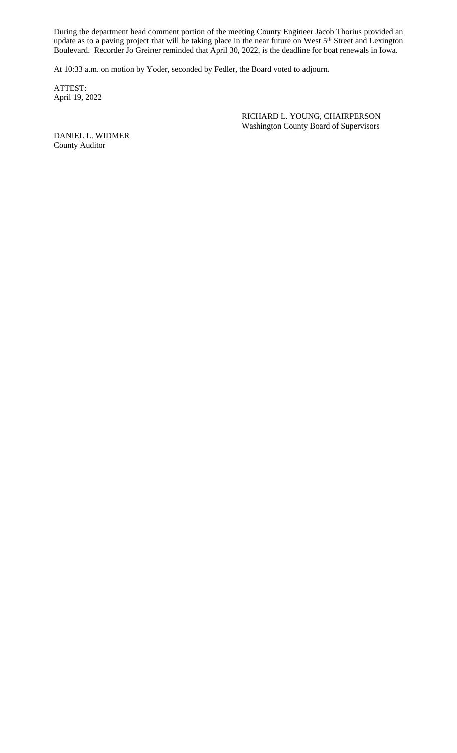During the department head comment portion of the meeting County Engineer Jacob Thorius provided an update as to a paving project that will be taking place in the near future on West 5th Street and Lexington Boulevard. Recorder Jo Greiner reminded that April 30, 2022, is the deadline for boat renewals in Iowa.

At 10:33 a.m. on motion by Yoder, seconded by Fedler, the Board voted to adjourn.

ATTEST:
April 19, 2022

RICHARD L. YOUNG, CHAIRPERSON
Washington County Board of Supervisors

DANIEL L. WIDMER
County Auditor